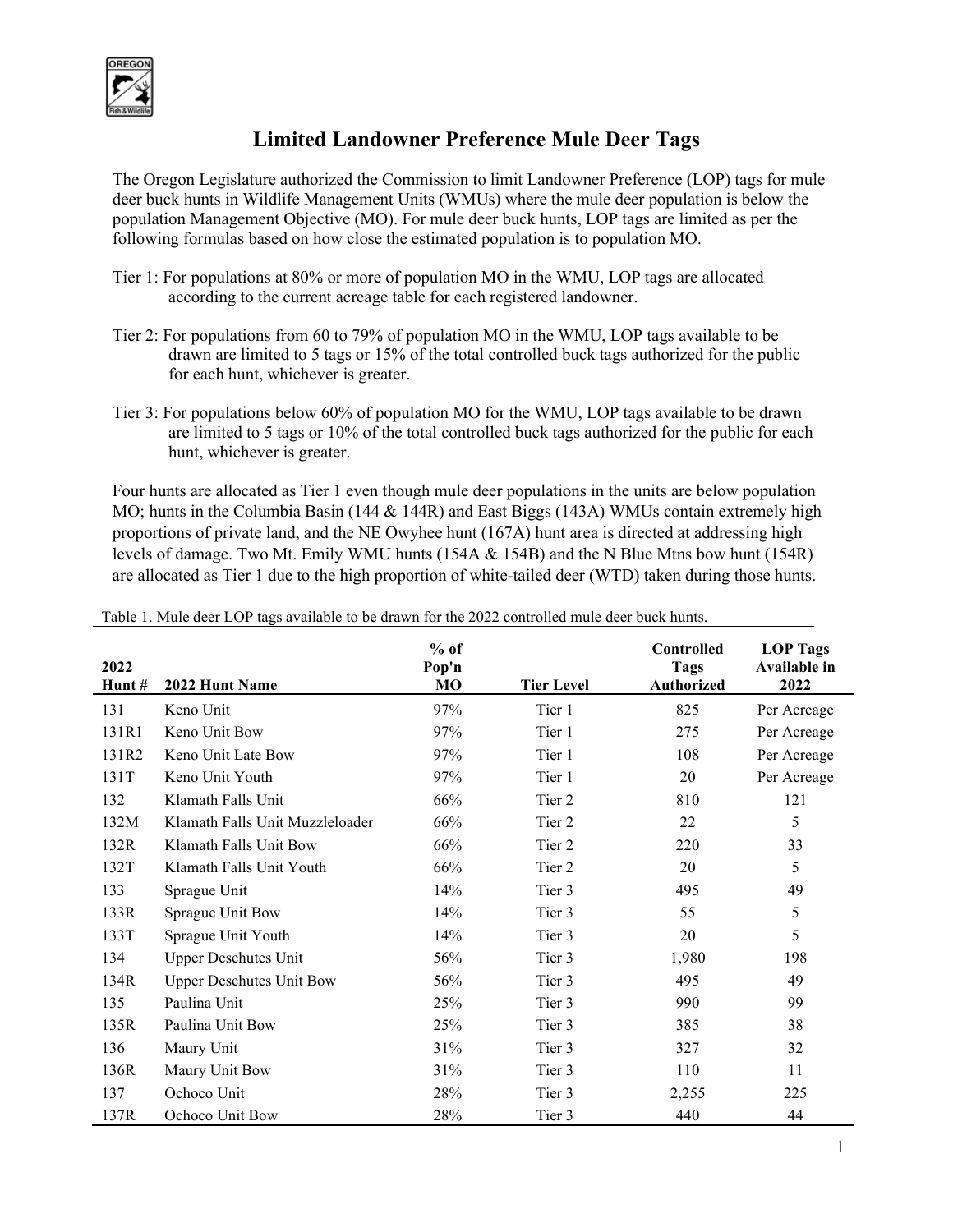# Limited Landowner Preference Mule Deer Tags

The Oregon Legislature authorized the Commission to limit Landowner Preference (LOP) tags for mule deer buck hunts in Wildlife Management Units (WMUs) where the mule deer population is below the population Management Objective (MO). For mule deer buck hunts, LOP tags are limited as per the following formulas based on how close the estimated population is to population MO.

Tier 1: For populations at 80% or more of population MO in the WMU, LOP tags are allocated according to the current acreage table for each registered landowner.

Tier 2: For populations from 60 to 79% of population MO in the WMU, LOP tags available to be drawn are limited to 5 tags or 15% of the total controlled buck tags authorized for the public for each hunt, whichever is greater.

Tier 3: For populations below 60% of population MO for the WMU, LOP tags available to be drawn are limited to 5 tags or 10% of the total controlled buck tags authorized for the public for each hunt, whichever is greater.

Four hunts are allocated as Tier 1 even though mule deer populations in the units are below population MO; hunts in the Columbia Basin (144 & 144R) and East Biggs (143A) WMUs contain extremely high proportions of private land, and the NE Owyhee hunt (167A) hunt area is directed at addressing high levels of damage. Two Mt. Emily WMU hunts (154A & 154B) and the N Blue Mtns bow hunt (154R) are allocated as Tier 1 due to the high proportion of white-tailed deer (WTD) taken during those hunts.

Table 1. Mule deer LOP tags available to be drawn for the 2022 controlled mule deer buck hunts.

| 2022 Hunt # | 2022 Hunt Name | % of Pop'n MO | Tier Level | Controlled Tags Authorized | LOP Tags Available in 2022 |
|---|---|---|---|---|---|
| 131 | Keno Unit | 97% | Tier 1 | 825 | Per Acreage |
| 131R1 | Keno Unit Bow | 97% | Tier 1 | 275 | Per Acreage |
| 131R2 | Keno Unit Late Bow | 97% | Tier 1 | 108 | Per Acreage |
| 131T | Keno Unit Youth | 97% | Tier 1 | 20 | Per Acreage |
| 132 | Klamath Falls Unit | 66% | Tier 2 | 810 | 121 |
| 132M | Klamath Falls Unit Muzzleloader | 66% | Tier 2 | 22 | 5 |
| 132R | Klamath Falls Unit Bow | 66% | Tier 2 | 220 | 33 |
| 132T | Klamath Falls Unit Youth | 66% | Tier 2 | 20 | 5 |
| 133 | Sprague Unit | 14% | Tier 3 | 495 | 49 |
| 133R | Sprague Unit Bow | 14% | Tier 3 | 55 | 5 |
| 133T | Sprague Unit Youth | 14% | Tier 3 | 20 | 5 |
| 134 | Upper Deschutes Unit | 56% | Tier 3 | 1,980 | 198 |
| 134R | Upper Deschutes Unit Bow | 56% | Tier 3 | 495 | 49 |
| 135 | Paulina Unit | 25% | Tier 3 | 990 | 99 |
| 135R | Paulina Unit Bow | 25% | Tier 3 | 385 | 38 |
| 136 | Maury Unit | 31% | Tier 3 | 327 | 32 |
| 136R | Maury Unit Bow | 31% | Tier 3 | 110 | 11 |
| 137 | Ochoco Unit | 28% | Tier 3 | 2,255 | 225 |
| 137R | Ochoco Unit Bow | 28% | Tier 3 | 440 | 44 |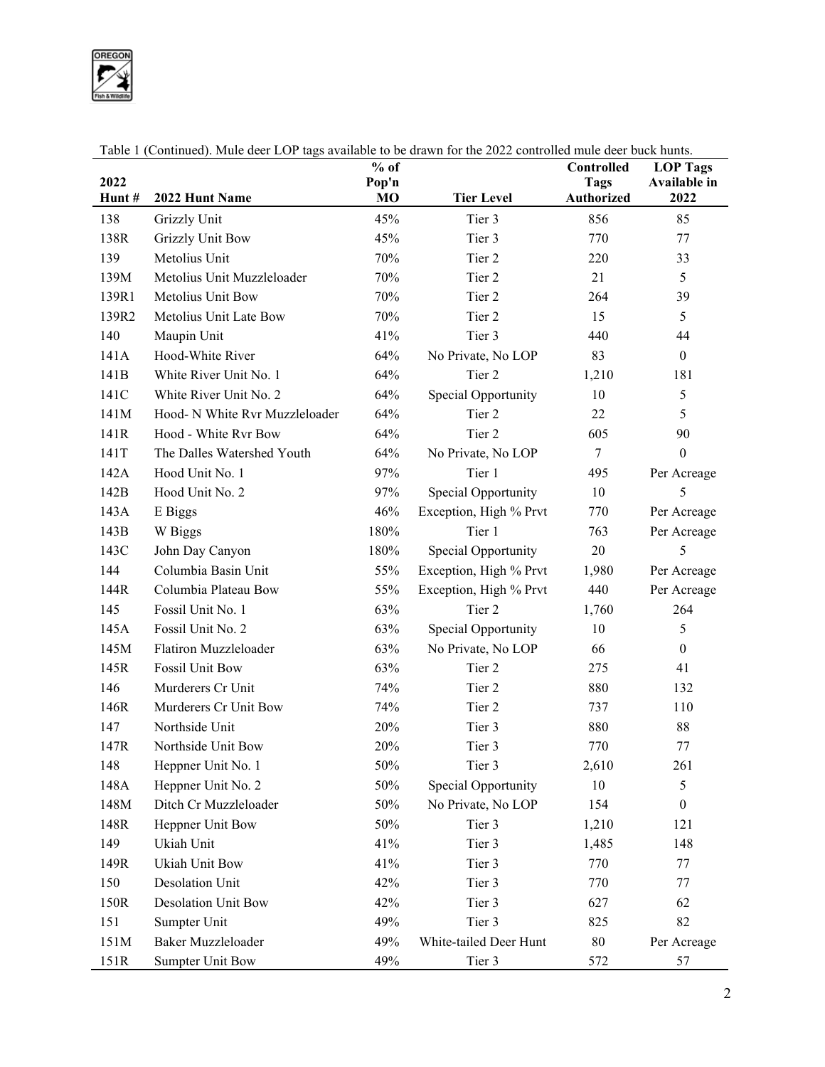Table 1 (Continued). Mule deer LOP tags available to be drawn for the 2022 controlled mule deer buck hunts.

| 2022 Hunt # | 2022 Hunt Name | % of Pop'n MO | Tier Level | Controlled Tags Authorized | LOP Tags Available in 2022 |
|---|---|---|---|---|---|
| 138 | Grizzly Unit | 45% | Tier 3 | 856 | 85 |
| 138R | Grizzly Unit Bow | 45% | Tier 3 | 770 | 77 |
| 139 | Metolius Unit | 70% | Tier 2 | 220 | 33 |
| 139M | Metolius Unit Muzzleloader | 70% | Tier 2 | 21 | 5 |
| 139R1 | Metolius Unit Bow | 70% | Tier 2 | 264 | 39 |
| 139R2 | Metolius Unit Late Bow | 70% | Tier 2 | 15 | 5 |
| 140 | Maupin Unit | 41% | Tier 3 | 440 | 44 |
| 141A | Hood-White River | 64% | No Private, No LOP | 83 | 0 |
| 141B | White River Unit No. 1 | 64% | Tier 2 | 1,210 | 181 |
| 141C | White River Unit No. 2 | 64% | Special Opportunity | 10 | 5 |
| 141M | Hood- N White Rvr Muzzleloader | 64% | Tier 2 | 22 | 5 |
| 141R | Hood - White Rvr Bow | 64% | Tier 2 | 605 | 90 |
| 141T | The Dalles Watershed Youth | 64% | No Private, No LOP | 7 | 0 |
| 142A | Hood Unit No. 1 | 97% | Tier 1 | 495 | Per Acreage |
| 142B | Hood Unit No. 2 | 97% | Special Opportunity | 10 | 5 |
| 143A | E Biggs | 46% | Exception, High % Prvt | 770 | Per Acreage |
| 143B | W Biggs | 180% | Tier 1 | 763 | Per Acreage |
| 143C | John Day Canyon | 180% | Special Opportunity | 20 | 5 |
| 144 | Columbia Basin Unit | 55% | Exception, High % Prvt | 1,980 | Per Acreage |
| 144R | Columbia Plateau Bow | 55% | Exception, High % Prvt | 440 | Per Acreage |
| 145 | Fossil Unit No. 1 | 63% | Tier 2 | 1,760 | 264 |
| 145A | Fossil Unit No. 2 | 63% | Special Opportunity | 10 | 5 |
| 145M | Flatiron Muzzleloader | 63% | No Private, No LOP | 66 | 0 |
| 145R | Fossil Unit Bow | 63% | Tier 2 | 275 | 41 |
| 146 | Murderers Cr Unit | 74% | Tier 2 | 880 | 132 |
| 146R | Murderers Cr Unit Bow | 74% | Tier 2 | 737 | 110 |
| 147 | Northside Unit | 20% | Tier 3 | 880 | 88 |
| 147R | Northside Unit Bow | 20% | Tier 3 | 770 | 77 |
| 148 | Heppner Unit No. 1 | 50% | Tier 3 | 2,610 | 261 |
| 148A | Heppner Unit No. 2 | 50% | Special Opportunity | 10 | 5 |
| 148M | Ditch Cr Muzzleloader | 50% | No Private, No LOP | 154 | 0 |
| 148R | Heppner Unit Bow | 50% | Tier 3 | 1,210 | 121 |
| 149 | Ukiah Unit | 41% | Tier 3 | 1,485 | 148 |
| 149R | Ukiah Unit Bow | 41% | Tier 3 | 770 | 77 |
| 150 | Desolation Unit | 42% | Tier 3 | 770 | 77 |
| 150R | Desolation Unit Bow | 42% | Tier 3 | 627 | 62 |
| 151 | Sumpter Unit | 49% | Tier 3 | 825 | 82 |
| 151M | Baker Muzzleloader | 49% | White-tailed Deer Hunt | 80 | Per Acreage |
| 151R | Sumpter Unit Bow | 49% | Tier 3 | 572 | 57 |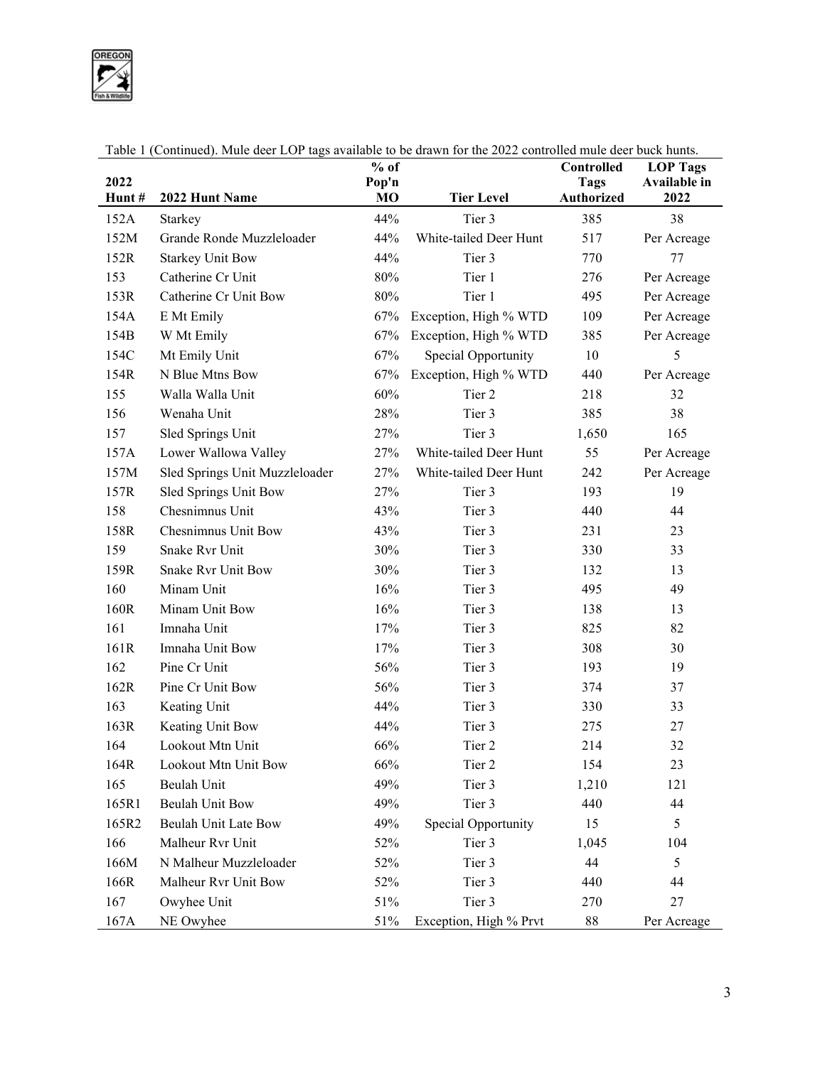Table 1 (Continued). Mule deer LOP tags available to be drawn for the 2022 controlled mule deer buck hunts.

| 2022 Hunt # | 2022 Hunt Name | % of Pop'n MO | Tier Level | Controlled Tags Authorized | LOP Tags Available in 2022 |
|---|---|---|---|---|---|
| 152A | Starkey | 44% | Tier 3 | 385 | 38 |
| 152M | Grande Ronde Muzzleloader | 44% | White-tailed Deer Hunt | 517 | Per Acreage |
| 152R | Starkey Unit Bow | 44% | Tier 3 | 770 | 77 |
| 153 | Catherine Cr Unit | 80% | Tier 1 | 276 | Per Acreage |
| 153R | Catherine Cr Unit Bow | 80% | Tier 1 | 495 | Per Acreage |
| 154A | E Mt Emily | 67% | Exception, High % WTD | 109 | Per Acreage |
| 154B | W Mt Emily | 67% | Exception, High % WTD | 385 | Per Acreage |
| 154C | Mt Emily Unit | 67% | Special Opportunity | 10 | 5 |
| 154R | N Blue Mtns Bow | 67% | Exception, High % WTD | 440 | Per Acreage |
| 155 | Walla Walla Unit | 60% | Tier 2 | 218 | 32 |
| 156 | Wenaha Unit | 28% | Tier 3 | 385 | 38 |
| 157 | Sled Springs Unit | 27% | Tier 3 | 1,650 | 165 |
| 157A | Lower Wallowa Valley | 27% | White-tailed Deer Hunt | 55 | Per Acreage |
| 157M | Sled Springs Unit Muzzleloader | 27% | White-tailed Deer Hunt | 242 | Per Acreage |
| 157R | Sled Springs Unit Bow | 27% | Tier 3 | 193 | 19 |
| 158 | Chesnimnus Unit | 43% | Tier 3 | 440 | 44 |
| 158R | Chesnimnus Unit Bow | 43% | Tier 3 | 231 | 23 |
| 159 | Snake Rvr Unit | 30% | Tier 3 | 330 | 33 |
| 159R | Snake Rvr Unit Bow | 30% | Tier 3 | 132 | 13 |
| 160 | Minam Unit | 16% | Tier 3 | 495 | 49 |
| 160R | Minam Unit Bow | 16% | Tier 3 | 138 | 13 |
| 161 | Imnaha Unit | 17% | Tier 3 | 825 | 82 |
| 161R | Imnaha Unit Bow | 17% | Tier 3 | 308 | 30 |
| 162 | Pine Cr Unit | 56% | Tier 3 | 193 | 19 |
| 162R | Pine Cr Unit Bow | 56% | Tier 3 | 374 | 37 |
| 163 | Keating Unit | 44% | Tier 3 | 330 | 33 |
| 163R | Keating Unit Bow | 44% | Tier 3 | 275 | 27 |
| 164 | Lookout Mtn Unit | 66% | Tier 2 | 214 | 32 |
| 164R | Lookout Mtn Unit Bow | 66% | Tier 2 | 154 | 23 |
| 165 | Beulah Unit | 49% | Tier 3 | 1,210 | 121 |
| 165R1 | Beulah Unit Bow | 49% | Tier 3 | 440 | 44 |
| 165R2 | Beulah Unit Late Bow | 49% | Special Opportunity | 15 | 5 |
| 166 | Malheur Rvr Unit | 52% | Tier 3 | 1,045 | 104 |
| 166M | N Malheur Muzzleloader | 52% | Tier 3 | 44 | 5 |
| 166R | Malheur Rvr Unit Bow | 52% | Tier 3 | 440 | 44 |
| 167 | Owyhee Unit | 51% | Tier 3 | 270 | 27 |
| 167A | NE Owyhee | 51% | Exception, High % Prvt | 88 | Per Acreage |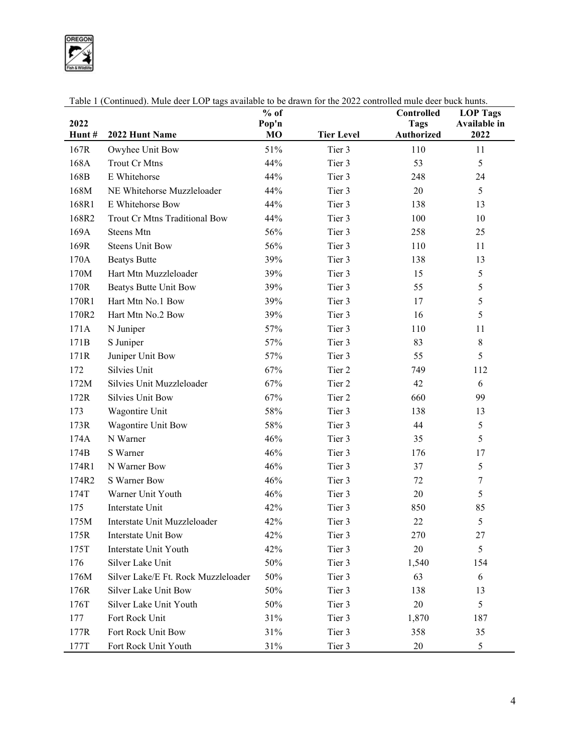Table 1 (Continued). Mule deer LOP tags available to be drawn for the 2022 controlled mule deer buck hunts.

| 2022 Hunt # | 2022 Hunt Name | % of Pop'n MO | Tier Level | Controlled Tags Authorized | LOP Tags Available in 2022 |
|---|---|---|---|---|---|
| 167R | Owyhee Unit Bow | 51% | Tier 3 | 110 | 11 |
| 168A | Trout Cr Mtns | 44% | Tier 3 | 53 | 5 |
| 168B | E Whitehorse | 44% | Tier 3 | 248 | 24 |
| 168M | NE Whitehorse Muzzleloader | 44% | Tier 3 | 20 | 5 |
| 168R1 | E Whitehorse Bow | 44% | Tier 3 | 138 | 13 |
| 168R2 | Trout Cr Mtns Traditional Bow | 44% | Tier 3 | 100 | 10 |
| 169A | Steens Mtn | 56% | Tier 3 | 258 | 25 |
| 169R | Steens Unit Bow | 56% | Tier 3 | 110 | 11 |
| 170A | Beatys Butte | 39% | Tier 3 | 138 | 13 |
| 170M | Hart Mtn Muzzleloader | 39% | Tier 3 | 15 | 5 |
| 170R | Beatys Butte Unit Bow | 39% | Tier 3 | 55 | 5 |
| 170R1 | Hart Mtn No.1 Bow | 39% | Tier 3 | 17 | 5 |
| 170R2 | Hart Mtn No.2 Bow | 39% | Tier 3 | 16 | 5 |
| 171A | N Juniper | 57% | Tier 3 | 110 | 11 |
| 171B | S Juniper | 57% | Tier 3 | 83 | 8 |
| 171R | Juniper Unit Bow | 57% | Tier 3 | 55 | 5 |
| 172 | Silvies Unit | 67% | Tier 2 | 749 | 112 |
| 172M | Silvies Unit Muzzleloader | 67% | Tier 2 | 42 | 6 |
| 172R | Silvies Unit Bow | 67% | Tier 2 | 660 | 99 |
| 173 | Wagontire Unit | 58% | Tier 3 | 138 | 13 |
| 173R | Wagontire Unit Bow | 58% | Tier 3 | 44 | 5 |
| 174A | N Warner | 46% | Tier 3 | 35 | 5 |
| 174B | S Warner | 46% | Tier 3 | 176 | 17 |
| 174R1 | N Warner Bow | 46% | Tier 3 | 37 | 5 |
| 174R2 | S Warner Bow | 46% | Tier 3 | 72 | 7 |
| 174T | Warner Unit Youth | 46% | Tier 3 | 20 | 5 |
| 175 | Interstate Unit | 42% | Tier 3 | 850 | 85 |
| 175M | Interstate Unit Muzzleloader | 42% | Tier 3 | 22 | 5 |
| 175R | Interstate Unit Bow | 42% | Tier 3 | 270 | 27 |
| 175T | Interstate Unit Youth | 42% | Tier 3 | 20 | 5 |
| 176 | Silver Lake Unit | 50% | Tier 3 | 1,540 | 154 |
| 176M | Silver Lake/E Ft. Rock Muzzleloader | 50% | Tier 3 | 63 | 6 |
| 176R | Silver Lake Unit Bow | 50% | Tier 3 | 138 | 13 |
| 176T | Silver Lake Unit Youth | 50% | Tier 3 | 20 | 5 |
| 177 | Fort Rock Unit | 31% | Tier 3 | 1,870 | 187 |
| 177R | Fort Rock Unit Bow | 31% | Tier 3 | 358 | 35 |
| 177T | Fort Rock Unit Youth | 31% | Tier 3 | 20 | 5 |